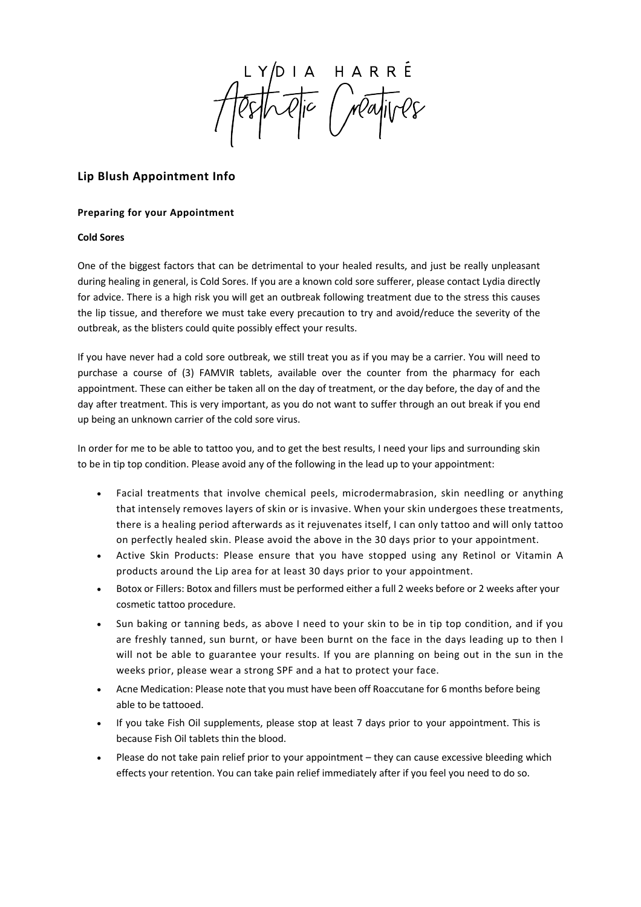LYDIA HARRÉ

Aesthetic Creatives

## Lip Blush Appointment Info

### Preparing for your Appointment

**Cold Sores**

One of the biggest factors that can be detrimental to your healed results, and just be really unpleasant during healing in general, is Cold Sores. If you are a known cold sore sufferer, please contact Lydia directly for advice. There is a high risk you will get an outbreak following treatment due to the stress this causes the lip tissue, and therefore we must take every precaution to try and avoid/reduce the severity of the outbreak, as the blisters could quite possibly effect your results.

If you have never had a cold sore outbreak, we still treat you as if you may be a carrier. You will need to purchase a course of (3) FAMVIR tablets, available over the counter from the pharmacy for each appointment. These can either be taken all on the day of treatment, or the day before, the day of and the day after treatment. This is very important, as you do not want to suffer through an out break if you end up being an unknown carrier of the cold sore virus.

In order for me to be able to tattoo you, and to get the best results, I need your lips and surrounding skin to be in tip top condition. Please avoid any of the following in the lead up to your appointment:

- Facial treatments that involve chemical peels, microdermabrasion, skin needling or anything that intensely removes layers of skin or is invasive. When your skin undergoes these treatments, there is a healing period afterwards as it rejuvenates itself, I can only tattoo and will only tattoo on perfectly healed skin. Please avoid the above in the 30 days prior to your appointment.
- Active Skin Products: Please ensure that you have stopped using any Retinol or Vitamin A products around the Lip area for at least 30 days prior to your appointment.
- Botox or Fillers: Botox and fillers must be performed either a full 2 weeks before or 2 weeks after your cosmetic tattoo procedure.
- Sun baking or tanning beds, as above I need to your skin to be in tip top condition, and if you are freshly tanned, sun burnt, or have been burnt on the face in the days leading up to then I will not be able to guarantee your results. If you are planning on being out in the sun in the weeks prior, please wear a strong SPF and a hat to protect your face.
- Acne Medication: Please note that you must have been off Roaccutane for 6 months before being able to be tattooed.
- If you take Fish Oil supplements, please stop at least 7 days prior to your appointment. This is because Fish Oil tablets thin the blood.
- Please do not take pain relief prior to your appointment – they can cause excessive bleeding which effects your retention. You can take pain relief immediately after if you feel you need to do so.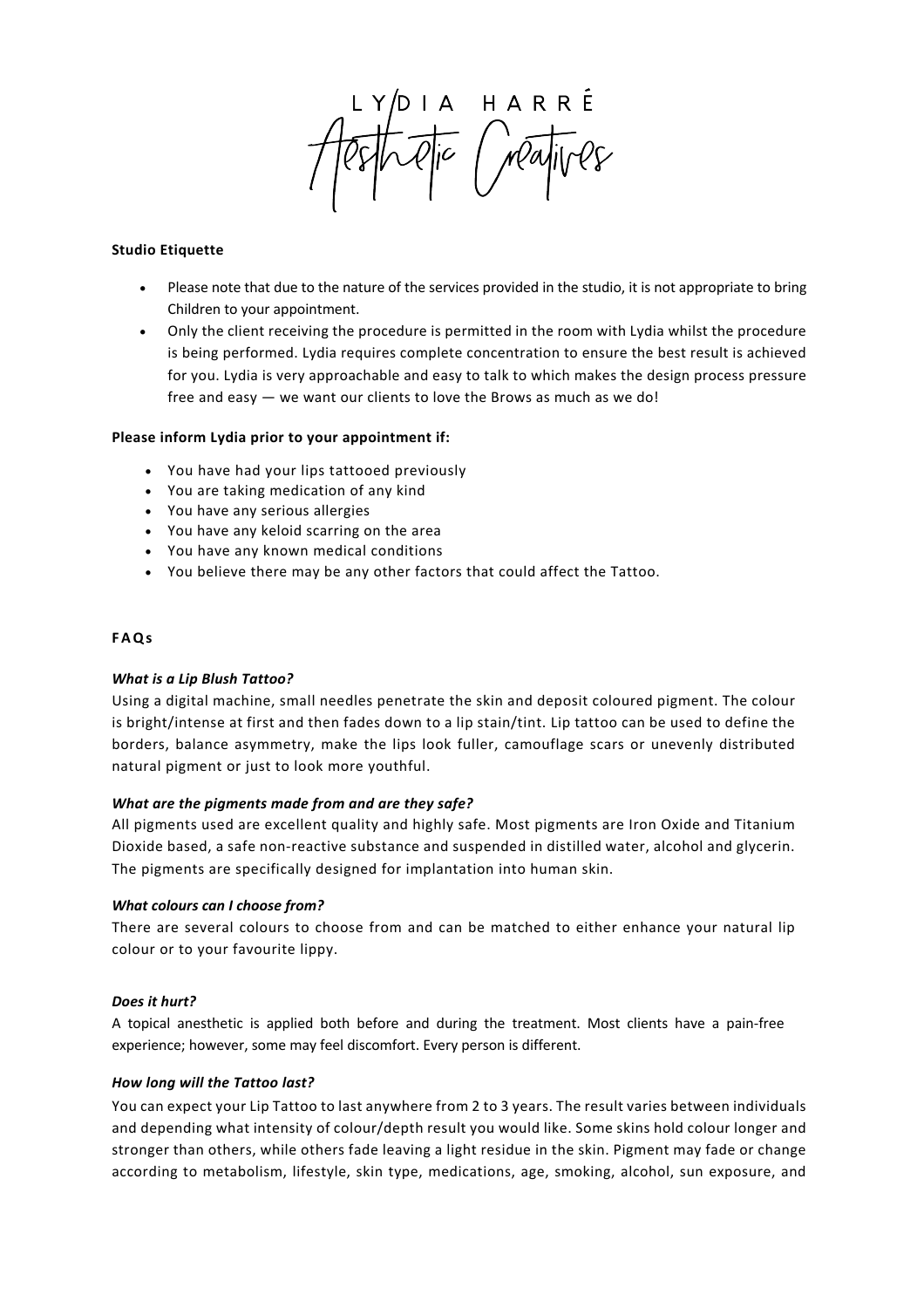LYDIA HARRÉ
Aesthetic Creatives

**Studio Etiquette**

- Please note that due to the nature of the services provided in the studio, it is not appropriate to bring Children to your appointment.
- Only the client receiving the procedure is permitted in the room with Lydia whilst the procedure is being performed. Lydia requires complete concentration to ensure the best result is achieved for you. Lydia is very approachable and easy to talk to which makes the design process pressure free and easy — we want our clients to love the Brows as much as we do!

**Please inform Lydia prior to your appointment if:**

- You have had your lips tattooed previously
- You are taking medication of any kind
- You have any serious allergies
- You have any keloid scarring on the area
- You have any known medical conditions
- You believe there may be any other factors that could affect the Tattoo.

**FAQs**

***What is a Lip Blush Tattoo?***

Using a digital machine, small needles penetrate the skin and deposit coloured pigment. The colour is bright/intense at first and then fades down to a lip stain/tint. Lip tattoo can be used to define the borders, balance asymmetry, make the lips look fuller, camouflage scars or unevenly distributed natural pigment or just to look more youthful.

***What are the pigments made from and are they safe?***

All pigments used are excellent quality and highly safe. Most pigments are Iron Oxide and Titanium Dioxide based, a safe non-reactive substance and suspended in distilled water, alcohol and glycerin. The pigments are specifically designed for implantation into human skin.

***What colours can I choose from?***

There are several colours to choose from and can be matched to either enhance your natural lip colour or to your favourite lippy.

***Does it hurt?***

A topical anesthetic is applied both before and during the treatment. Most clients have a pain-free experience; however, some may feel discomfort. Every person is different.

***How long will the Tattoo last?***

You can expect your Lip Tattoo to last anywhere from 2 to 3 years. The result varies between individuals and depending what intensity of colour/depth result you would like. Some skins hold colour longer and stronger than others, while others fade leaving a light residue in the skin. Pigment may fade or change according to metabolism, lifestyle, skin type, medications, age, smoking, alcohol, sun exposure, and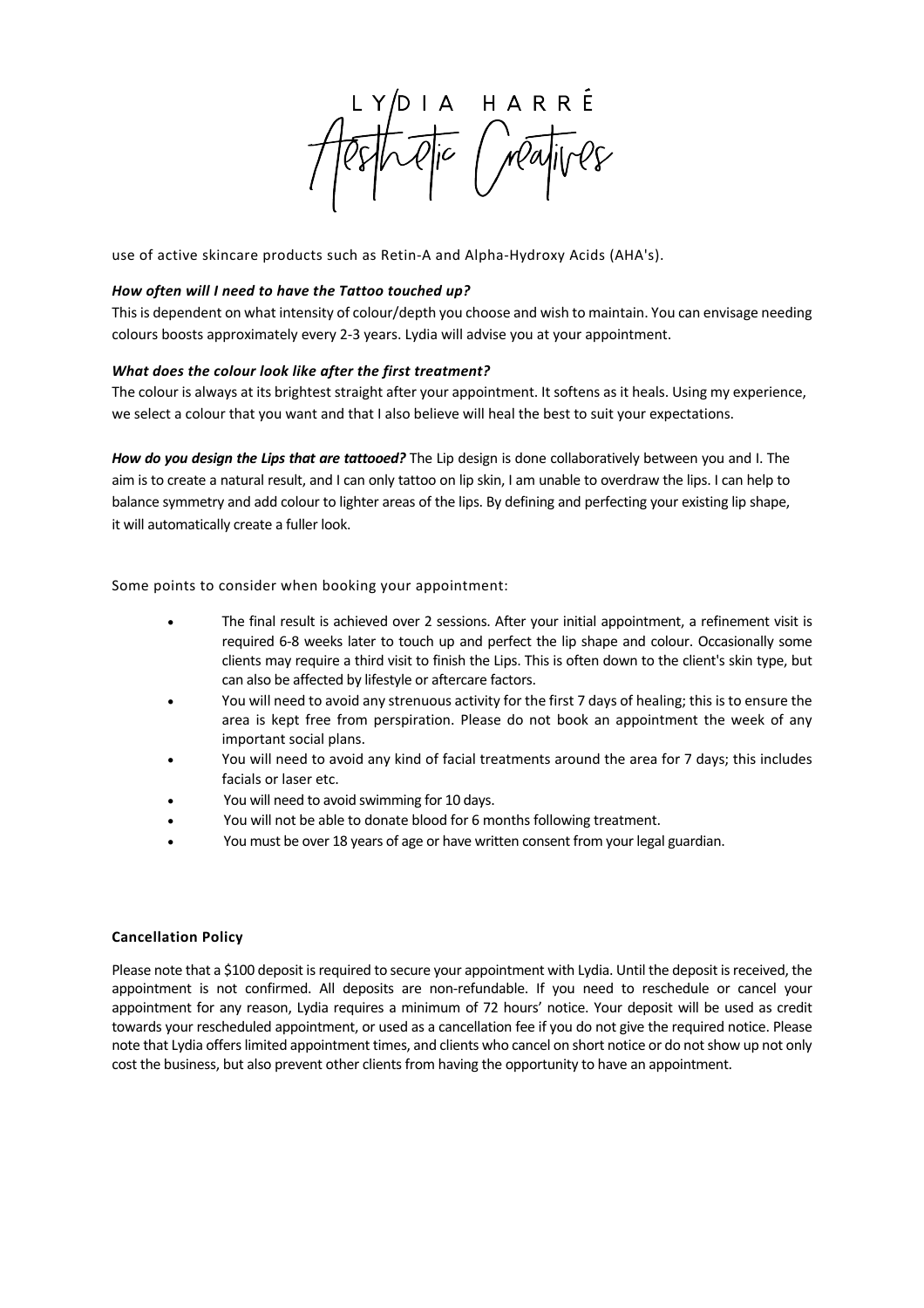use of active skincare products such as Retin-A and Alpha-Hydroxy Acids (AHA's).

***How often will I need to have the Tattoo touched up?***

This is dependent on what intensity of colour/depth you choose and wish to maintain. You can envisage needing colours boosts approximately every 2-3 years. Lydia will advise you at your appointment.

***What does the colour look like after the first treatment?***

The colour is always at its brightest straight after your appointment. It softens as it heals. Using my experience, we select a colour that you want and that I also believe will heal the best to suit your expectations.

***How do you design the Lips that are tattooed?*** The Lip design is done collaboratively between you and I. The aim is to create a natural result, and I can only tattoo on lip skin, I am unable to overdraw the lips. I can help to balance symmetry and add colour to lighter areas of the lips. By defining and perfecting your existing lip shape, it will automatically create a fuller look.

Some points to consider when booking your appointment:

- The final result is achieved over 2 sessions. After your initial appointment, a refinement visit is required 6-8 weeks later to touch up and perfect the lip shape and colour. Occasionally some clients may require a third visit to finish the Lips. This is often down to the client's skin type, but can also be affected by lifestyle or aftercare factors.
- You will need to avoid any strenuous activity for the first 7 days of healing; this is to ensure the area is kept free from perspiration. Please do not book an appointment the week of any important social plans.
- You will need to avoid any kind of facial treatments around the area for 7 days; this includes facials or laser etc.
- You will need to avoid swimming for 10 days.
- You will not be able to donate blood for 6 months following treatment.
- You must be over 18 years of age or have written consent from your legal guardian.

**Cancellation Policy**

Please note that a $100 deposit is required to secure your appointment with Lydia. Until the deposit is received, the appointment is not confirmed. All deposits are non-refundable. If you need to reschedule or cancel your appointment for any reason, Lydia requires a minimum of 72 hours' notice. Your deposit will be used as credit towards your rescheduled appointment, or used as a cancellation fee if you do not give the required notice. Please note that Lydia offers limited appointment times, and clients who cancel on short notice or do not show up not only cost the business, but also prevent other clients from having the opportunity to have an appointment.